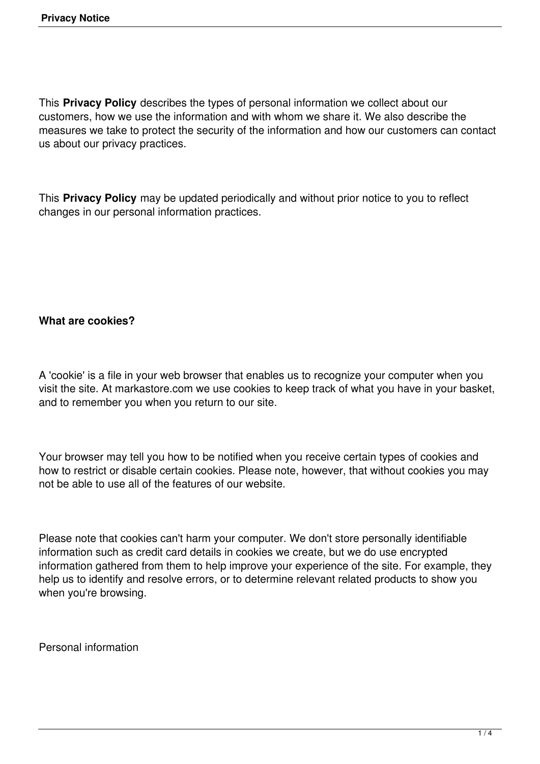This **Privacy Policy** describes the types of personal information we collect about our customers, how we use the information and with whom we share it. We also describe the measures we take to protect the security of the information and how our customers can contact us about our privacy practices.

This **Privacy Policy** may be updated periodically and without prior notice to you to reflect changes in our personal information practices.

**What are cookies?**

A 'cookie' is a file in your web browser that enables us to recognize your computer when you visit the site. At markastore.com we use cookies to keep track of what you have in your basket, and to remember you when you return to our site.

Your browser may tell you how to be notified when you receive certain types of cookies and how to restrict or disable certain cookies. Please note, however, that without cookies you may not be able to use all of the features of our website.

Please note that cookies can't harm your computer. We don't store personally identifiable information such as credit card details in cookies we create, but we do use encrypted information gathered from them to help improve your experience of the site. For example, they help us to identify and resolve errors, or to determine relevant related products to show you when you're browsing.

Personal information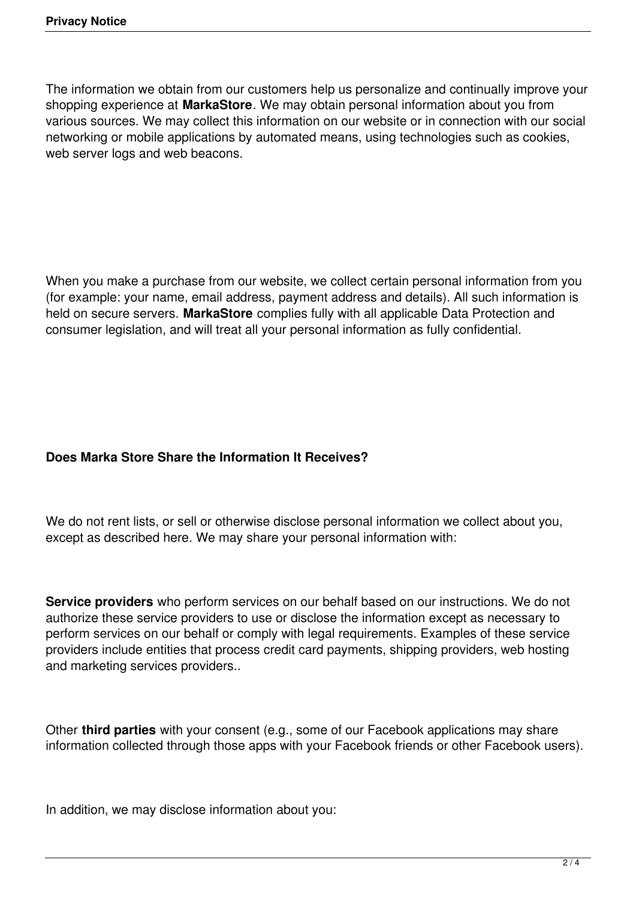The information we obtain from our customers help us personalize and continually improve your shopping experience at **MarkaStore**. We may obtain personal information about you from various sources. We may collect this information on our website or in connection with our social networking or mobile applications by automated means, using technologies such as cookies, web server logs and web beacons.

When you make a purchase from our website, we collect certain personal information from you (for example: your name, email address, payment address and details). All such information is held on secure servers. **MarkaStore** complies fully with all applicable Data Protection and consumer legislation, and will treat all your personal information as fully confidential.

**Does Marka Store Share the Information It Receives?**

We do not rent lists, or sell or otherwise disclose personal information we collect about you, except as described here. We may share your personal information with:

**Service providers** who perform services on our behalf based on our instructions. We do not authorize these service providers to use or disclose the information except as necessary to perform services on our behalf or comply with legal requirements. Examples of these service providers include entities that process credit card payments, shipping providers, web hosting and marketing services providers..

Other **third parties** with your consent (e.g., some of our Facebook applications may share information collected through those apps with your Facebook friends or other Facebook users).

In addition, we may disclose information about you: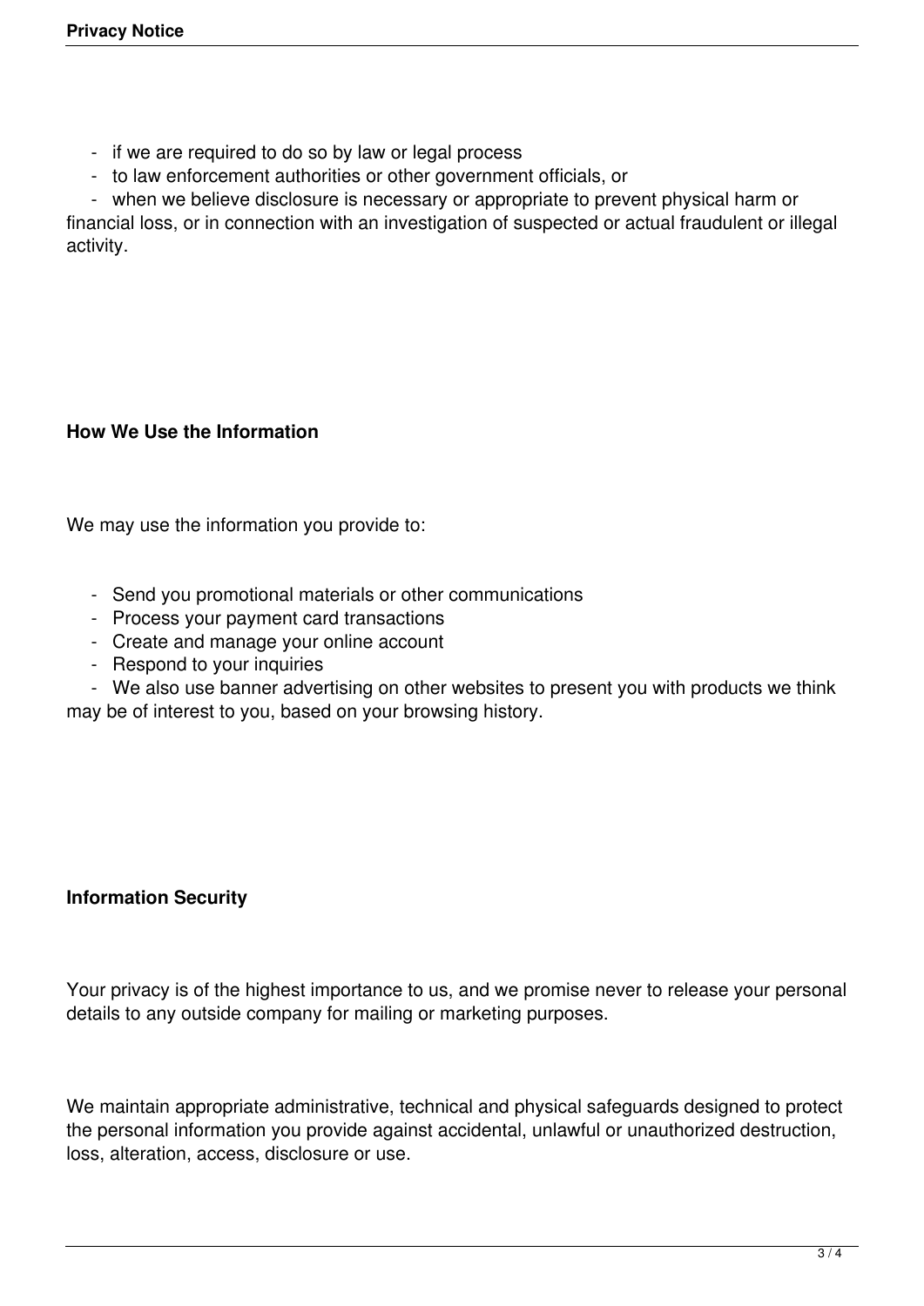- if we are required to do so by law or legal process
- to law enforcement authorities or other government officials, or
- when we believe disclosure is necessary or appropriate to prevent physical harm or financial loss, or in connection with an investigation of suspected or actual fraudulent or illegal activity.

**How We Use the Information**

We may use the information you provide to:

- Send you promotional materials or other communications
- Process your payment card transactions
- Create and manage your online account
- Respond to your inquiries
- We also use banner advertising on other websites to present you with products we think may be of interest to you, based on your browsing history.

**Information Security**

Your privacy is of the highest importance to us, and we promise never to release your personal details to any outside company for mailing or marketing purposes.

We maintain appropriate administrative, technical and physical safeguards designed to protect the personal information you provide against accidental, unlawful or unauthorized destruction, loss, alteration, access, disclosure or use.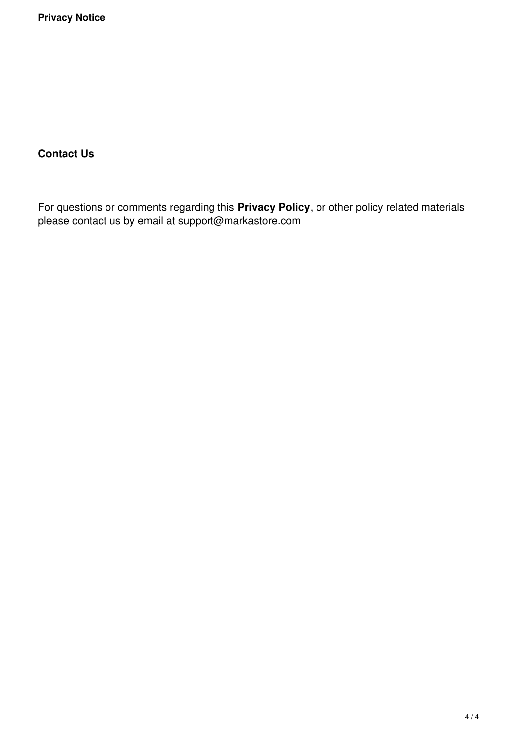## Contact Us

For questions or comments regarding this **Privacy Policy**, or other policy related materials please contact us by email at support@markastore.com